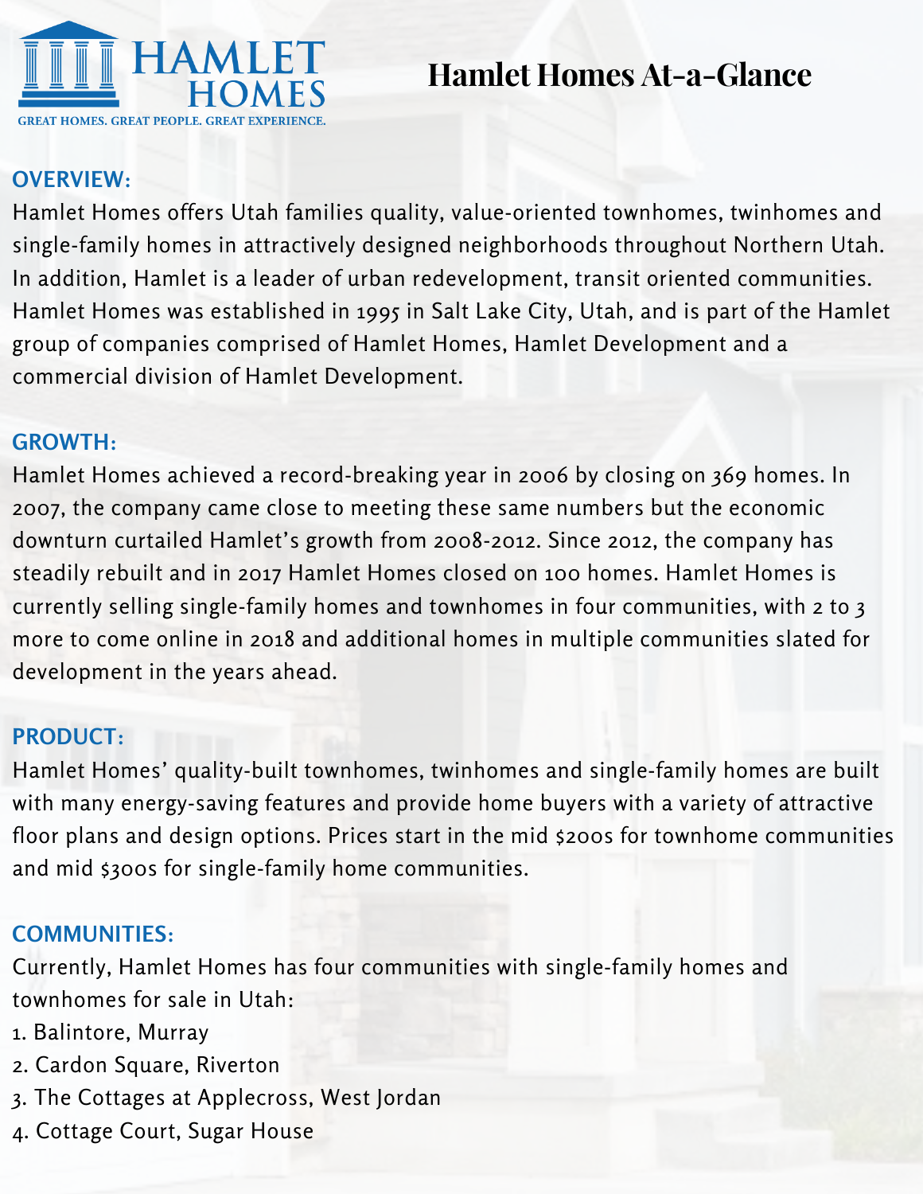HAMLET HOMES

GREAT HOMES. GREAT PEOPLE. GREAT EXPERIENCE.

# Hamlet Homes At-a-Glance

## OVERVIEW:

Hamlet Homes offers Utah families quality, value-oriented townhomes, twinhomes and single-family homes in attractively designed neighborhoods throughout Northern Utah. In addition, Hamlet is a leader of urban redevelopment, transit oriented communities. Hamlet Homes was established in 1995 in Salt Lake City, Utah, and is part of the Hamlet group of companies comprised of Hamlet Homes, Hamlet Development and a commercial division of Hamlet Development.

## GROWTH:

Hamlet Homes achieved a record-breaking year in 2006 by closing on 369 homes. In 2007, the company came close to meeting these same numbers but the economic downturn curtailed Hamlet's growth from 2008-2012. Since 2012, the company has steadily rebuilt and in 2017 Hamlet Homes closed on 100 homes. Hamlet Homes is currently selling single-family homes and townhomes in four communities, with 2 to 3 more to come online in 2018 and additional homes in multiple communities slated for development in the years ahead.

## PRODUCT:

Hamlet Homes' quality-built townhomes, twinhomes and single-family homes are built with many energy-saving features and provide home buyers with a variety of attractive floor plans and design options. Prices start in the mid $200s for townhome communities and mid $300s for single-family home communities.

## COMMUNITIES:

Currently, Hamlet Homes has four communities with single-family homes and townhomes for sale in Utah:

1. Balintore, Murray
2. Cardon Square, Riverton
3. The Cottages at Applecross, West Jordan
4. Cottage Court, Sugar House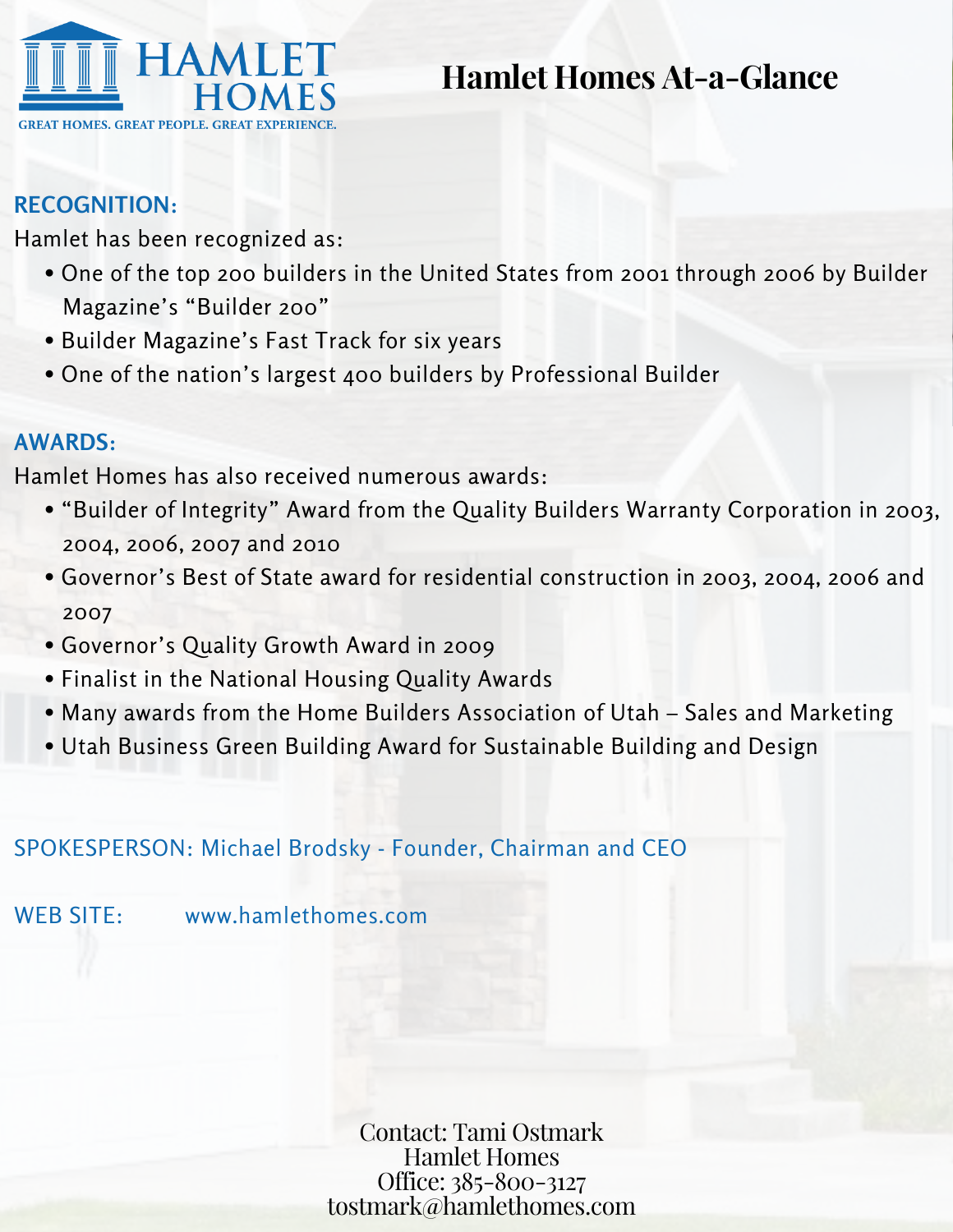HAMLET HOMES

GREAT HOMES. GREAT PEOPLE. GREAT EXPERIENCE.

# Hamlet Homes At-a-Glance

## RECOGNITION:

Hamlet has been recognized as:

- One of the top 200 builders in the United States from 2001 through 2006 by Builder Magazine's "Builder 200"
- Builder Magazine's Fast Track for six years
- One of the nation's largest 400 builders by Professional Builder

## AWARDS:

Hamlet Homes has also received numerous awards:

- "Builder of Integrity" Award from the Quality Builders Warranty Corporation in 2003, 2004, 2006, 2007 and 2010
- Governor's Best of State award for residential construction in 2003, 2004, 2006 and 2007
- Governor's Quality Growth Award in 2009
- Finalist in the National Housing Quality Awards
- Many awards from the Home Builders Association of Utah – Sales and Marketing
- Utah Business Green Building Award for Sustainable Building and Design

SPOKESPERSON: Michael Brodsky - Founder, Chairman and CEO

WEB SITE: www.hamlethomes.com

Contact: Tami Ostmark
Hamlet Homes
Office: 385-800-3127
tostmark@hamlethomes.com